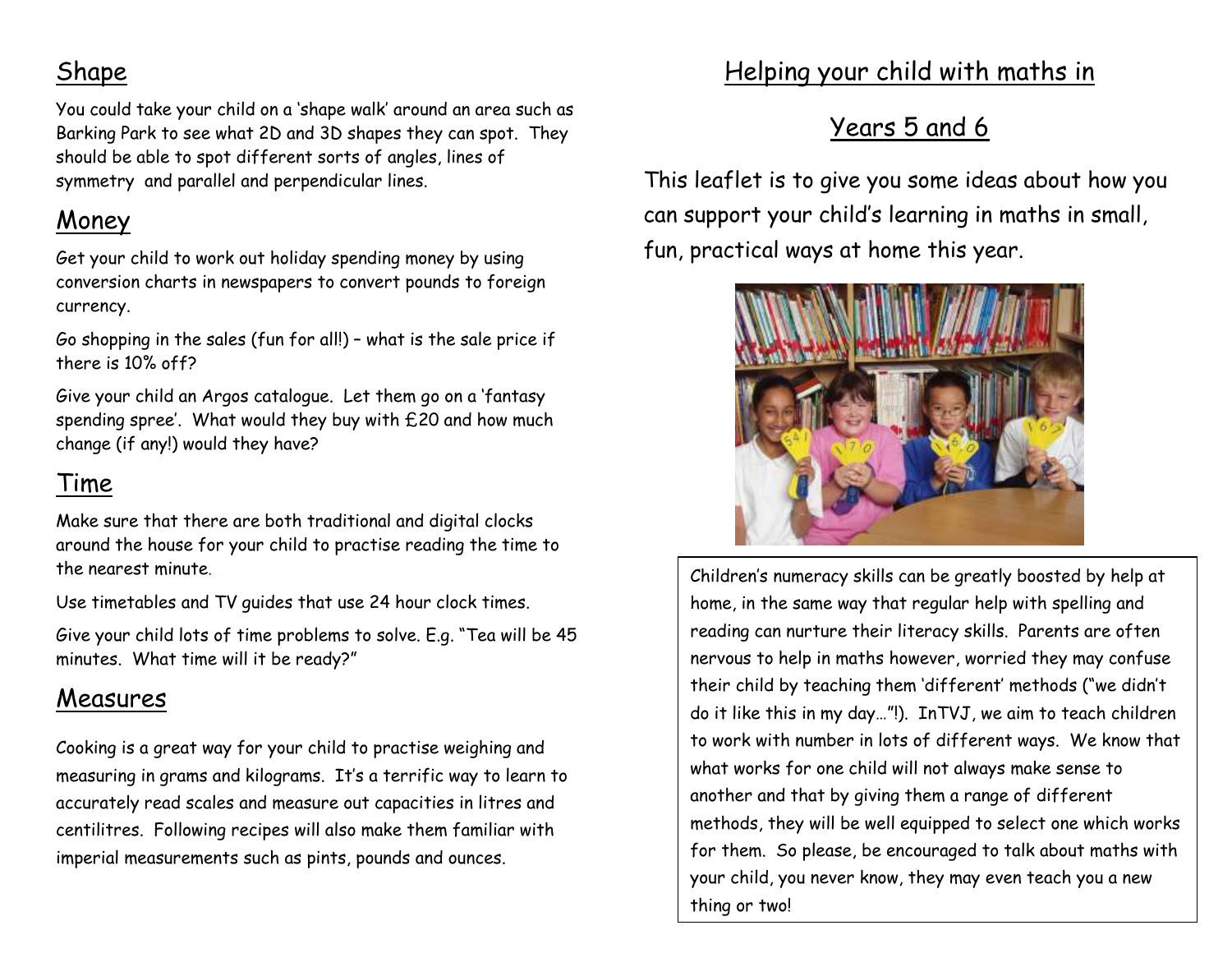# Helping your child with maths in Years 5 and 6

This leaflet is to give you some ideas about how you can support your child's learning in maths in small, fun, practical ways at home this year.

Children's numeracy skills can be greatly boosted by help at home, in the same way that regular help with spelling and reading can nurture their literacy skills. Parents are often nervous to help in maths however, worried they may confuse their child by teaching them 'different' methods ("we didn't do it like this in my day…"!). InTVJ, we aim to teach children to work with number in lots of different ways. We know that what works for one child will not always make sense to another and that by giving them a range of different methods, they will be well equipped to select one which works for them. So please, be encouraged to talk about maths with your child, you never know, they may even teach you a new thing or two!

## Shape

You could take your child on a 'shape walk' around an area such as Barking Park to see what 2D and 3D shapes they can spot. They should be able to spot different sorts of angles, lines of symmetry and parallel and perpendicular lines.

## Money

Get your child to work out holiday spending money by using conversion charts in newspapers to convert pounds to foreign currency.

Go shopping in the sales (fun for all!) – what is the sale price if there is 10% off?

Give your child an Argos catalogue. Let them go on a 'fantasy spending spree'. What would they buy with £20 and how much change (if any!) would they have?

## Time

Make sure that there are both traditional and digital clocks around the house for your child to practise reading the time to the nearest minute.

Use timetables and TV guides that use 24 hour clock times.

Give your child lots of time problems to solve. E.g. "Tea will be 45 minutes. What time will it be ready?"

## Measures

Cooking is a great way for your child to practise weighing and measuring in grams and kilograms. It's a terrific way to learn to accurately read scales and measure out capacities in litres and centilitres. Following recipes will also make them familiar with imperial measurements such as pints, pounds and ounces.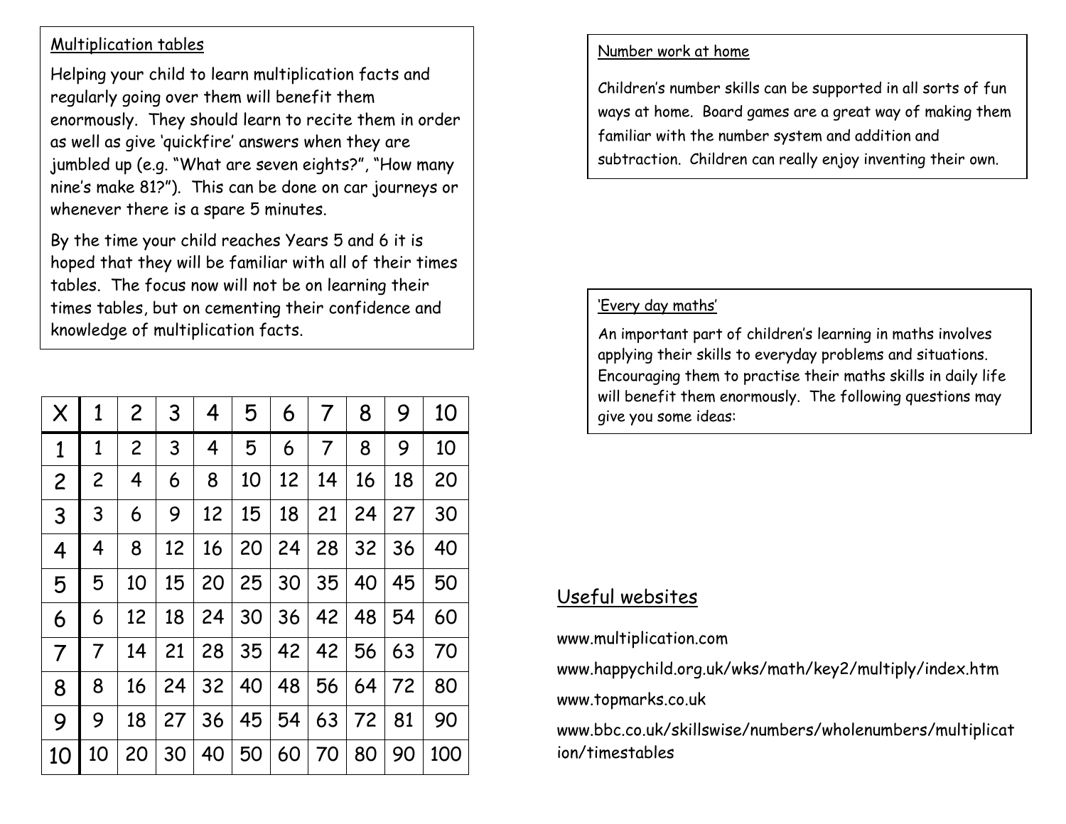## Multiplication tables

Helping your child to learn multiplication facts and regularly going over them will benefit them enormously. They should learn to recite them in order as well as give 'quickfire' answers when they are jumbled up (e.g. "What are seven eights?", "How many nine's make 81?"). This can be done on car journeys or whenever there is a spare 5 minutes.

By the time your child reaches Years 5 and 6 it is hoped that they will be familiar with all of their times tables. The focus now will not be on learning their times tables, but on cementing their confidence and knowledge of multiplication facts.

| X | 1 | 2 | 3 | 4 | 5 | 6 | 7 | 8 | 9 | 10 |
|---|---|---|---|---|---|---|---|---|---|---|
| 1 | 1 | 2 | 3 | 4 | 5 | 6 | 7 | 8 | 9 | 10 |
| 2 | 2 | 4 | 6 | 8 | 10 | 12 | 14 | 16 | 18 | 20 |
| 3 | 3 | 6 | 9 | 12 | 15 | 18 | 21 | 24 | 27 | 30 |
| 4 | 4 | 8 | 12 | 16 | 20 | 24 | 28 | 32 | 36 | 40 |
| 5 | 5 | 10 | 15 | 20 | 25 | 30 | 35 | 40 | 45 | 50 |
| 6 | 6 | 12 | 18 | 24 | 30 | 36 | 42 | 48 | 54 | 60 |
| 7 | 7 | 14 | 21 | 28 | 35 | 42 | 42 | 56 | 63 | 70 |
| 8 | 8 | 16 | 24 | 32 | 40 | 48 | 56 | 64 | 72 | 80 |
| 9 | 9 | 18 | 27 | 36 | 45 | 54 | 63 | 72 | 81 | 90 |
| 10 | 10 | 20 | 30 | 40 | 50 | 60 | 70 | 80 | 90 | 100 |

## Number work at home

Children's number skills can be supported in all sorts of fun ways at home. Board games are a great way of making them familiar with the number system and addition and subtraction. Children can really enjoy inventing their own.

## 'Every day maths'

An important part of children's learning in maths involves applying their skills to everyday problems and situations. Encouraging them to practise their maths skills in daily life will benefit them enormously. The following questions may give you some ideas:

## Useful websites

www.multiplication.com

www.happychild.org.uk/wks/math/key2/multiply/index.htm

www.topmarks.co.uk

www.bbc.co.uk/skillswise/numbers/wholenumbers/multiplication/timestables